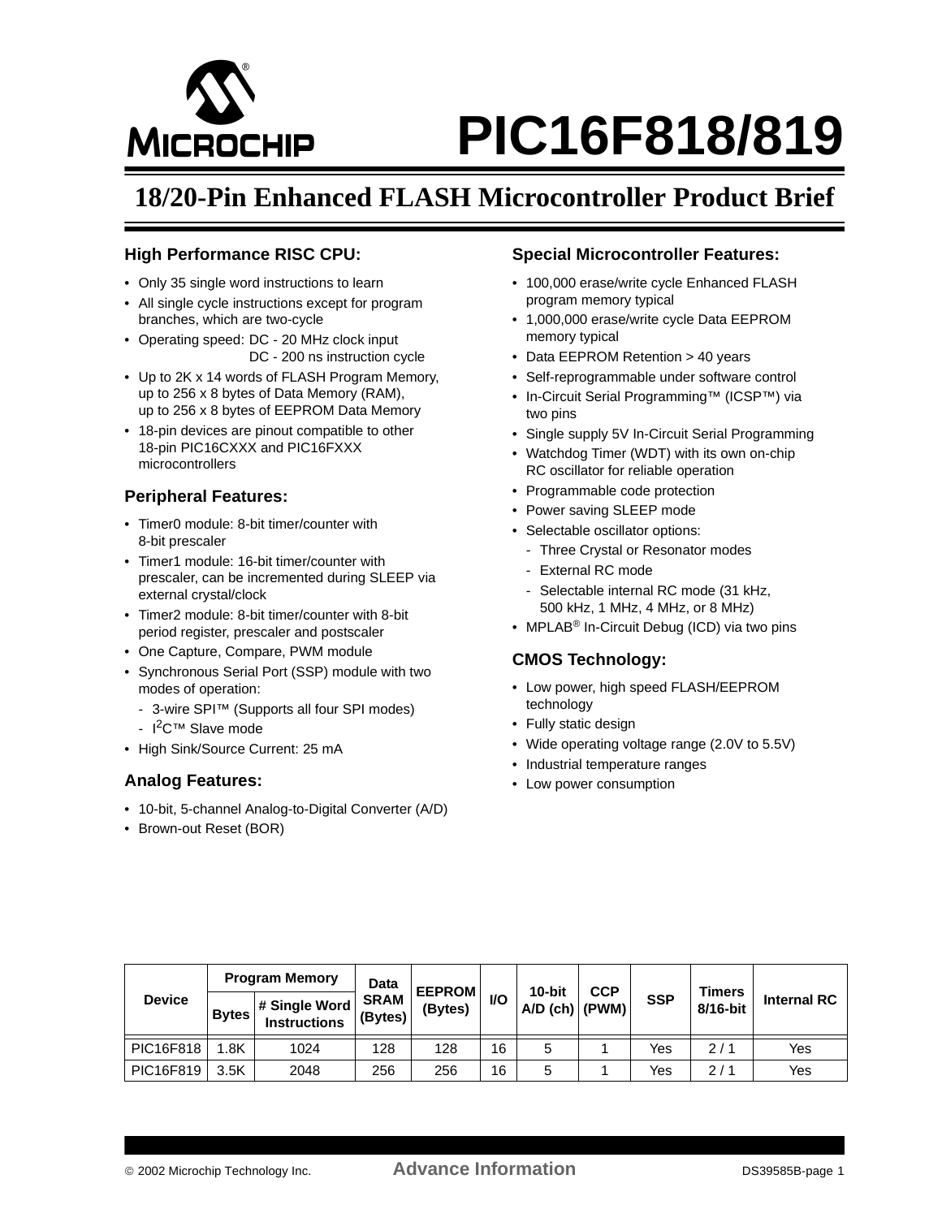# PIC16F818/819

## 18/20-Pin Enhanced FLASH Microcontroller Product Brief

### High Performance RISC CPU:

- Only 35 single word instructions to learn
- All single cycle instructions except for program branches, which are two-cycle
- Operating speed: DC - 20 MHz clock input
  DC - 200 ns instruction cycle
- Up to 2K x 14 words of FLASH Program Memory, up to 256 x 8 bytes of Data Memory (RAM), up to 256 x 8 bytes of EEPROM Data Memory
- 18-pin devices are pinout compatible to other 18-pin PIC16CXXX and PIC16FXXX microcontrollers

### Peripheral Features:

- Timer0 module: 8-bit timer/counter with 8-bit prescaler
- Timer1 module: 16-bit timer/counter with prescaler, can be incremented during SLEEP via external crystal/clock
- Timer2 module: 8-bit timer/counter with 8-bit period register, prescaler and postscaler
- One Capture, Compare, PWM module
- Synchronous Serial Port (SSP) module with two modes of operation:
  - 3-wire SPI™ (Supports all four SPI modes)
  - $I^2C$™ Slave mode
- High Sink/Source Current: 25 mA

### Analog Features:

- 10-bit, 5-channel Analog-to-Digital Converter (A/D)
- Brown-out Reset (BOR)

### Special Microcontroller Features:

- 100,000 erase/write cycle Enhanced FLASH program memory typical
- 1,000,000 erase/write cycle Data EEPROM memory typical
- Data EEPROM Retention > 40 years
- Self-reprogrammable under software control
- In-Circuit Serial Programming™ (ICSP™) via two pins
- Single supply 5V In-Circuit Serial Programming
- Watchdog Timer (WDT) with its own on-chip RC oscillator for reliable operation
- Programmable code protection
- Power saving SLEEP mode
- Selectable oscillator options:
  - Three Crystal or Resonator modes
  - External RC mode
  - Selectable internal RC mode (31 kHz, 500 kHz, 1 MHz, 4 MHz, or 8 MHz)
- MPLAB® In-Circuit Debug (ICD) via two pins

### CMOS Technology:

- Low power, high speed FLASH/EEPROM technology
- Fully static design
- Wide operating voltage range (2.0V to 5.5V)
- Industrial temperature ranges
- Low power consumption

| Device | Program Memory | | Data SRAM (Bytes) | EEPROM (Bytes) | I/O | 10-bit A/D (ch) | CCP (PWM) | SSP | Timers 8/16-bit | Internal RC |
|---|---|---|---|---|---|---|---|---|---|---|
| | Bytes | # Single Word Instructions | | | | | | | | |
| PIC16F818 | 1.8K | 1024 | 128 | 128 | 16 | 5 | 1 | Yes | 2 / 1 | Yes |
| PIC16F819 | 3.5K | 2048 | 256 | 256 | 16 | 5 | 1 | Yes | 2 / 1 | Yes |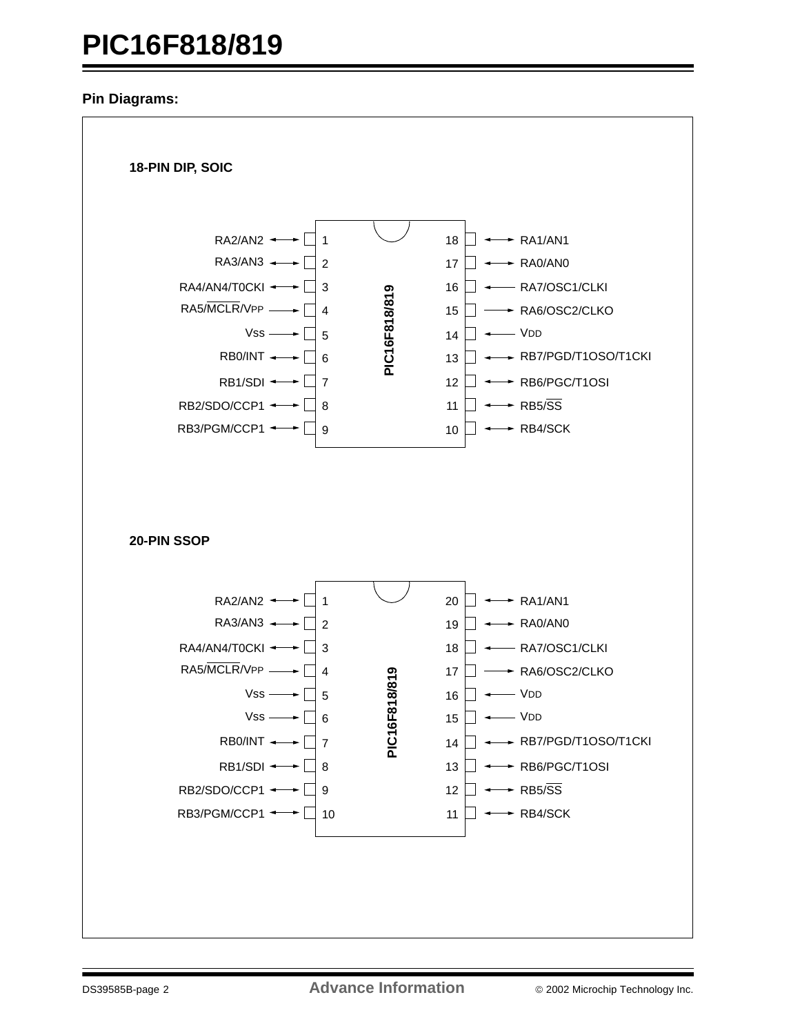## Pin Diagrams:

**18-PIN DIP, SOIC**

| Pin | Name | Pin | Name |
|---|---|---|---|
| 1 | RA2/AN2 | 18 | RA1/AN1 |
| 2 | RA3/AN3 | 17 | RA0/AN0 |
| 3 | RA4/AN4/T0CKI | 16 | RA7/OSC1/CLKI |
| 4 | RA5/$\overline{\text{MCLR}}$/VPP | 15 | RA6/OSC2/CLKO |
| 5 | VSS | 14 | VDD |
| 6 | RB0/INT | 13 | RB7/PGD/T1OSO/T1CKI |
| 7 | RB1/SDI | 12 | RB6/PGC/T1OSI |
| 8 | RB2/SDO/CCP1 | 11 | RB5/$\overline{\text{SS}}$ |
| 9 | RB3/PGM/CCP1 | 10 | RB4/SCK |

PIC16F818/819

**20-PIN SSOP**

| Pin | Name | Pin | Name |
|---|---|---|---|
| 1 | RA2/AN2 | 20 | RA1/AN1 |
| 2 | RA3/AN3 | 19 | RA0/AN0 |
| 3 | RA4/AN4/T0CKI | 18 | RA7/OSC1/CLKI |
| 4 | RA5/$\overline{\text{MCLR}}$/VPP | 17 | RA6/OSC2/CLKO |
| 5 | VSS | 16 | VDD |
| 6 | VSS | 15 | VDD |
| 7 | RB0/INT | 14 | RB7/PGD/T1OSO/T1CKI |
| 8 | RB1/SDI | 13 | RB6/PGC/T1OSI |
| 9 | RB2/SDO/CCP1 | 12 | RB5/$\overline{\text{SS}}$ |
| 10 | RB3/PGM/CCP1 | 11 | RB4/SCK |

PIC16F818/819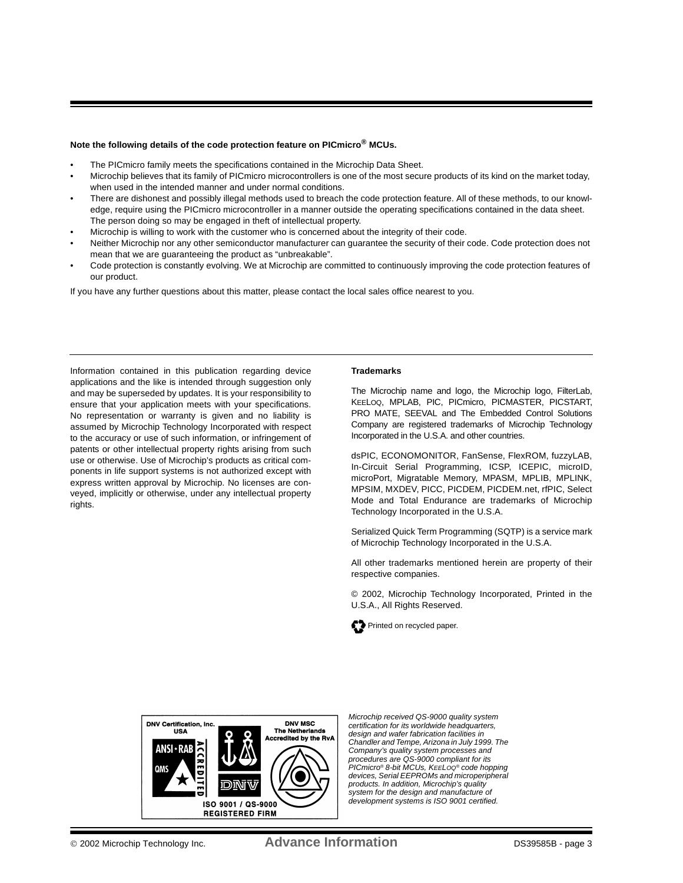**Note the following details of the code protection feature on PICmicro® MCUs.**

- The PICmicro family meets the specifications contained in the Microchip Data Sheet.
- Microchip believes that its family of PICmicro microcontrollers is one of the most secure products of its kind on the market today, when used in the intended manner and under normal conditions.
- There are dishonest and possibly illegal methods used to breach the code protection feature. All of these methods, to our knowledge, require using the PICmicro microcontroller in a manner outside the operating specifications contained in the data sheet. The person doing so may be engaged in theft of intellectual property.
- Microchip is willing to work with the customer who is concerned about the integrity of their code.
- Neither Microchip nor any other semiconductor manufacturer can guarantee the security of their code. Code protection does not mean that we are guaranteeing the product as “unbreakable”.
- Code protection is constantly evolving. We at Microchip are committed to continuously improving the code protection features of our product.

If you have any further questions about this matter, please contact the local sales office nearest to you.

Information contained in this publication regarding device applications and the like is intended through suggestion only and may be superseded by updates. It is your responsibility to ensure that your application meets with your specifications. No representation or warranty is given and no liability is assumed by Microchip Technology Incorporated with respect to the accuracy or use of such information, or infringement of patents or other intellectual property rights arising from such use or otherwise. Use of Microchip’s products as critical components in life support systems is not authorized except with express written approval by Microchip. No licenses are conveyed, implicitly or otherwise, under any intellectual property rights.

**Trademarks**

The Microchip name and logo, the Microchip logo, FilterLab, KEELOQ, MPLAB, PIC, PICmicro, PICMASTER, PICSTART, PRO MATE, SEEVAL and The Embedded Control Solutions Company are registered trademarks of Microchip Technology Incorporated in the U.S.A. and other countries.

dsPIC, ECONOMONITOR, FanSense, FlexROM, fuzzyLAB, In-Circuit Serial Programming, ICSP, ICEPIC, microID, microPort, Migratable Memory, MPASM, MPLIB, MPLINK, MPSIM, MXDEV, PICC, PICDEM, PICDEM.net, rfPIC, Select Mode and Total Endurance are trademarks of Microchip Technology Incorporated in the U.S.A.

Serialized Quick Term Programming (SQTP) is a service mark of Microchip Technology Incorporated in the U.S.A.

All other trademarks mentioned herein are property of their respective companies.

© 2002, Microchip Technology Incorporated, Printed in the U.S.A., All Rights Reserved.

Printed on recycled paper.

DNV Certification, Inc. USA — DNV MSC The Netherlands Accredited by the RvA — ISO 9001 / QS-9000 REGISTERED FIRM

*Microchip received QS-9000 quality system certification for its worldwide headquarters, design and wafer fabrication facilities in Chandler and Tempe, Arizona in July 1999. The Company’s quality system processes and procedures are QS-9000 compliant for its PICmicro® 8-bit MCUs, KEELOQ® code hopping devices, Serial EEPROMs and microperipheral products. In addition, Microchip’s quality system for the design and manufacture of development systems is ISO 9001 certified.*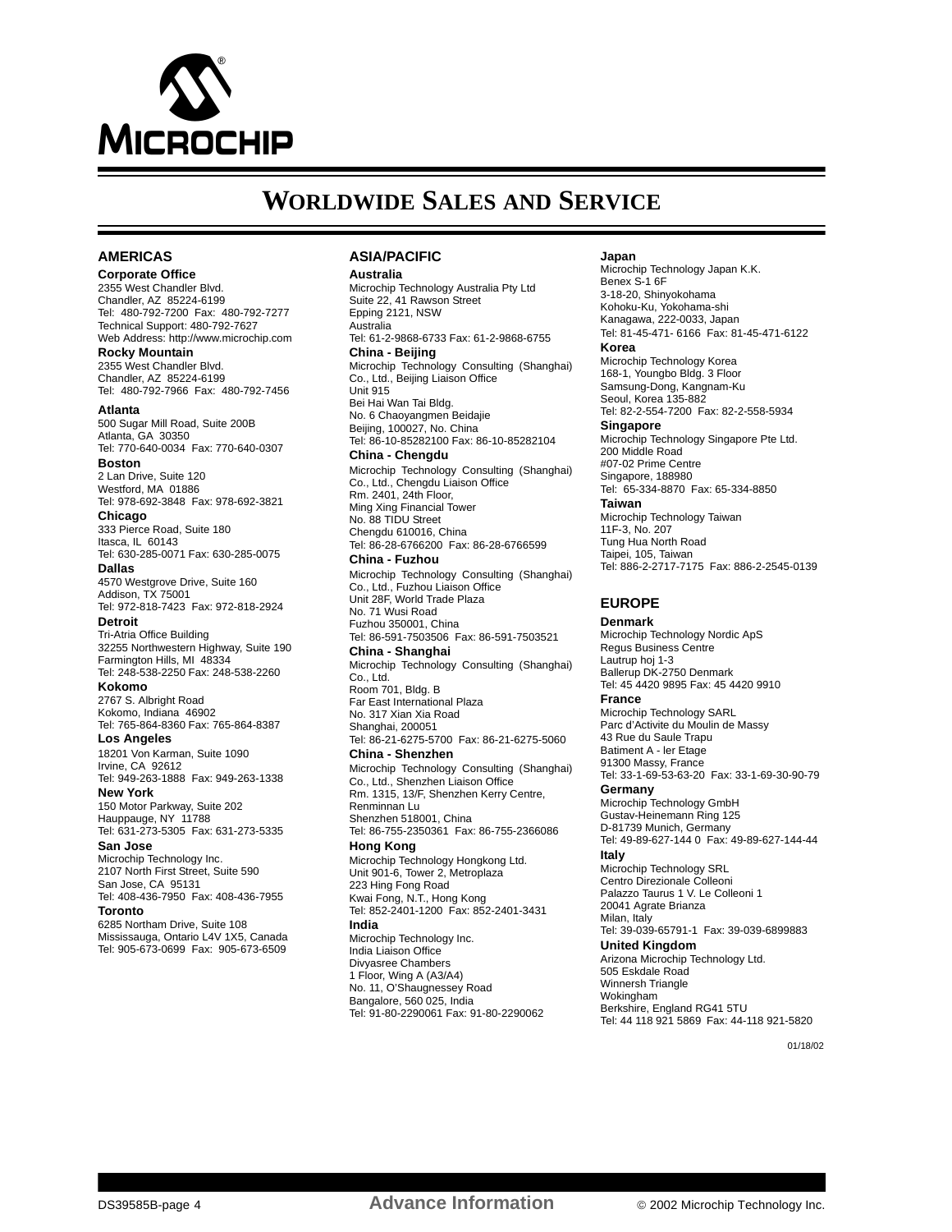# Worldwide Sales and Service

## AMERICAS

**Corporate Office**
2355 West Chandler Blvd.
Chandler, AZ 85224-6199
Tel: 480-792-7200 Fax: 480-792-7277
Technical Support: 480-792-7627
Web Address: http://www.microchip.com

**Rocky Mountain**
2355 West Chandler Blvd.
Chandler, AZ 85224-6199
Tel: 480-792-7966 Fax: 480-792-7456

**Atlanta**
500 Sugar Mill Road, Suite 200B
Atlanta, GA 30350
Tel: 770-640-0034 Fax: 770-640-0307

**Boston**
2 Lan Drive, Suite 120
Westford, MA 01886
Tel: 978-692-3848 Fax: 978-692-3821

**Chicago**
333 Pierce Road, Suite 180
Itasca, IL 60143
Tel: 630-285-0071 Fax: 630-285-0075

**Dallas**
4570 Westgrove Drive, Suite 160
Addison, TX 75001
Tel: 972-818-7423 Fax: 972-818-2924

**Detroit**
Tri-Atria Office Building
32255 Northwestern Highway, Suite 190
Farmington Hills, MI 48334
Tel: 248-538-2250 Fax: 248-538-2260

**Kokomo**
2767 S. Albright Road
Kokomo, Indiana 46902
Tel: 765-864-8360 Fax: 765-864-8387

**Los Angeles**
18201 Von Karman, Suite 1090
Irvine, CA 92612
Tel: 949-263-1888 Fax: 949-263-1338

**New York**
150 Motor Parkway, Suite 202
Hauppauge, NY 11788
Tel: 631-273-5305 Fax: 631-273-5335

**San Jose**
Microchip Technology Inc.
2107 North First Street, Suite 590
San Jose, CA 95131
Tel: 408-436-7950 Fax: 408-436-7955

**Toronto**
6285 Northam Drive, Suite 108
Mississauga, Ontario L4V 1X5, Canada
Tel: 905-673-0699 Fax: 905-673-6509

## ASIA/PACIFIC

**Australia**
Microchip Technology Australia Pty Ltd
Suite 22, 41 Rawson Street
Epping 2121, NSW
Australia
Tel: 61-2-9868-6733 Fax: 61-2-9868-6755

**China - Beijing**
Microchip Technology Consulting (Shanghai) Co., Ltd., Beijing Liaison Office
Unit 915
Bei Hai Wan Tai Bldg.
No. 6 Chaoyangmen Beidajie
Beijing, 100027, No. China
Tel: 86-10-85282100 Fax: 86-10-85282104

**China - Chengdu**
Microchip Technology Consulting (Shanghai) Co., Ltd., Chengdu Liaison Office
Rm. 2401, 24th Floor,
Ming Xing Financial Tower
No. 88 TIDU Street
Chengdu 610016, China
Tel: 86-28-6766200 Fax: 86-28-6766599

**China - Fuzhou**
Microchip Technology Consulting (Shanghai) Co., Ltd., Fuzhou Liaison Office
Unit 28F, World Trade Plaza
No. 71 Wusi Road
Fuzhou 350001, China
Tel: 86-591-7503506 Fax: 86-591-7503521

**China - Shanghai**
Microchip Technology Consulting (Shanghai) Co., Ltd.
Room 701, Bldg. B
Far East International Plaza
No. 317 Xian Xia Road
Shanghai, 200051
Tel: 86-21-6275-5700 Fax: 86-21-6275-5060

**China - Shenzhen**
Microchip Technology Consulting (Shanghai) Co., Ltd., Shenzhen Liaison Office
Rm. 1315, 13/F, Shenzhen Kerry Centre,
Renminnan Lu
Shenzhen 518001, China
Tel: 86-755-2350361 Fax: 86-755-2366086

**Hong Kong**
Microchip Technology Hongkong Ltd.
Unit 901-6, Tower 2, Metroplaza
223 Hing Fong Road
Kwai Fong, N.T., Hong Kong
Tel: 852-2401-1200 Fax: 852-2401-3431

**India**
Microchip Technology Inc.
India Liaison Office
Divyasree Chambers
1 Floor, Wing A (A3/A4)
No. 11, O'Shaugnessey Road
Bangalore, 560 025, India
Tel: 91-80-2290061 Fax: 91-80-2290062

**Japan**
Microchip Technology Japan K.K.
Benex S-1 6F
3-18-20, Shinyokohama
Kohoku-Ku, Yokohama-shi
Kanagawa, 222-0033, Japan
Tel: 81-45-471- 6166 Fax: 81-45-471-6122

**Korea**
Microchip Technology Korea
168-1, Youngbo Bldg. 3 Floor
Samsung-Dong, Kangnam-Ku
Seoul, Korea 135-882
Tel: 82-2-554-7200 Fax: 82-2-558-5934

**Singapore**
Microchip Technology Singapore Pte Ltd.
200 Middle Road
#07-02 Prime Centre
Singapore, 188980
Tel: 65-334-8870 Fax: 65-334-8850

**Taiwan**
Microchip Technology Taiwan
11F-3, No. 207
Tung Hua North Road
Taipei, 105, Taiwan
Tel: 886-2-2717-7175 Fax: 886-2-2545-0139

## EUROPE

**Denmark**
Microchip Technology Nordic ApS
Regus Business Centre
Lautrup hoj 1-3
Ballerup DK-2750 Denmark
Tel: 45 4420 9895 Fax: 45 4420 9910

**France**
Microchip Technology SARL
Parc d'Activite du Moulin de Massy
43 Rue du Saule Trapu
Batiment A - ler Etage
91300 Massy, France
Tel: 33-1-69-53-63-20 Fax: 33-1-69-30-90-79

**Germany**
Microchip Technology GmbH
Gustav-Heinemann Ring 125
D-81739 Munich, Germany
Tel: 49-89-627-144 0 Fax: 49-89-627-144-44

**Italy**
Microchip Technology SRL
Centro Direzionale Colleoni
Palazzo Taurus 1 V. Le Colleoni 1
20041 Agrate Brianza
Milan, Italy
Tel: 39-039-65791-1 Fax: 39-039-6899883

**United Kingdom**
Arizona Microchip Technology Ltd.
505 Eskdale Road
Winnersh Triangle
Wokingham
Berkshire, England RG41 5TU
Tel: 44 118 921 5869 Fax: 44-118 921-5820

01/18/02